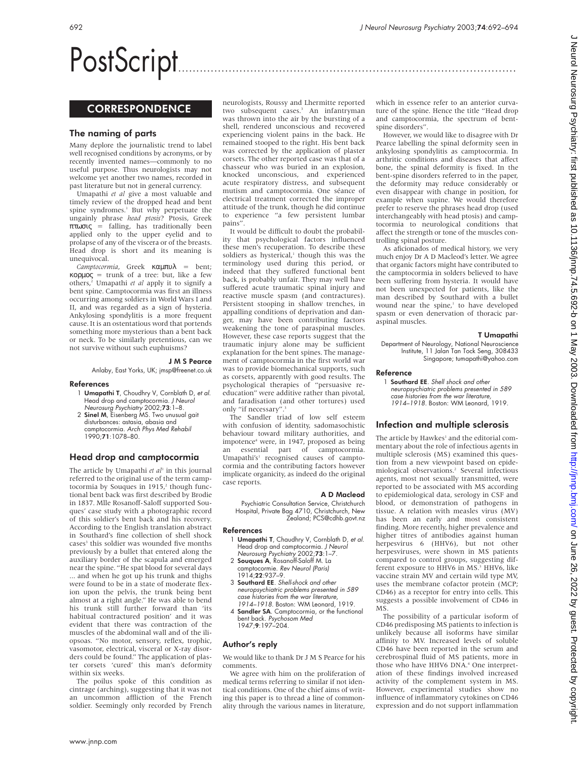# PostScript

## CORRESPONDENCE

### The naming of parts

Many deplore the journalistic trend to label well recognised conditions by acronyms, or by recently invented names—commonly to no useful purpose. Thus neurologists may not welcome yet another two names, recorded in past literature but not in general currency.

Umapathi *et al* give a most valuable and timely review of the dropped head and bent spine syndromes.[1] But why perpetuate the ungainly phrase *head ptosis*? Ptosis, Greek πτωσις = falling, has traditionally been applied only to the upper eyelid and to prolapse of any of the viscera or of the breasts. Head drop is short and its meaning is unequivocal.

*Camptocormia*, Greek καμπυλ = bent; κορμος = trunk of a tree: but, like a few others,[2] Umapathi *et al* apply it to signify a bent spine. Camptocormia was first an illness occurring among soldiers in World Wars I and II, and was regarded as a sign of hysteria. Ankylosing spondylitis is a more frequent cause. It is an ostentatious word that portends something more mysterious than a bent back or neck. To be similarly pretentious, can we not survive without such euphuisms?

**J M S Pearce**

Anlaby, East Yorks, UK; jmsp@freenet.co.uk

#### References

1 **Umapathi T**, Choudhry V, Cornblath D, *et al.* Head drop and camptocormia. *J Neurol Neurosurg Psychiatry* 2002;**73**:1–8.

2 **Sinel M**, Eisenberg MS. Two unusual gait disturbances: astasia, abasia and camptocormia. *Arch Phys Med Rehabil* 1990;**71**:1078–80.

### Head drop and camptocormia

The article by Umapathi *et al*[1] in this journal referred to the original use of the term camptocormia by Souques in 1915,[2] though functional bent back was first described by Brodie in 1837. Mlle Rosanoff-Saloff supported Souques' case study with a photographic record of this soldier's bent back and his recovery. According to the English translation abstract in Southard's fine collection of shell shock cases[3] this soldier was wounded five months previously by a bullet that entered along the auxiliary border of the scapula and emerged near the spine. "He spat blood for several days ... and when he got up his trunk and thighs were found to be in a state of moderate flexion upon the pelvis, the trunk being bent almost at a right angle." He was able to bend his trunk still further forward than 'its habitual contractured position' and it was evident that there was contraction of the muscles of the abdominal wall and of the iliopsoas. "No motor, sensory, reflex, trophic, vasomotor, electrical, visceral or X-ray disorders could be found." The application of plaster corsets 'cured' this man's deformity within six weeks.

The poilus spoke of this condition as cintrage (arching), suggesting that it was not an uncommon affliction of the French soldier. Seemingly only recorded by French neurologists, Roussy and Lhermitte reported two subsequent cases.[3] An infantryman was thrown into the air by the bursting of a shell, rendered unconscious and recovered experiencing violent pains in the back. He remained stooped to the right. His bent back was corrected by the application of plaster corsets. The other reported case was that of a chasseur who was buried in an explosion, knocked unconscious, and experienced acute respiratory distress, and subsequent mutism and camptocormia. One séance of electrical treatment corrected the improper attitude of the trunk, though he did continue to experience "a few persistent lumbar pains".

It would be difficult to doubt the probability that psychological factors influenced these men's recuperation. To describe these soldiers as hysterical,[1] though this was the terminology used during this period, or indeed that they suffered functional bent back, is probably unfair. They may well have suffered acute traumatic spinal injury and reactive muscle spasm (and contractures). Persistent stooping in shallow trenches, in appalling conditions of deprivation and danger, may have been contributing factors weakening the tone of paraspinal muscles. However, these case reports suggest that the traumatic injury alone may be sufficient explanation for the bent spines. The management of camptocormia in the first world war was to provide biomechanical supports, such as corsets, apparently with good results. The psychological therapies of "persuasive re-education" were additive rather than pivotal, and faradisation (and other tortures) used only "if necessary".[3]

The Sandler triad of low self esteem with confusion of identity, sadomasochistic behaviour toward military authorities, and impotence[4] were, in 1947, proposed as being an essential part of camptocormia. Umapathi's[1] recognised causes of camptocormia and the contributing factors however implicate organicity, as indeed do the original case reports.

**A D Macleod**

Psychiatric Consultation Service, Christchurch Hospital, Private Bag 4710, Christchurch, New Zealand; PCS@cdhb.govt.nz

#### References

1 **Umapathi T**, Chaudhry V, Cornblath D, *et al.* Head drop and camptocormia. *J Neurol Neurosurg Psychiatry* 2002;**73**:1–7.

2 **Souques A**, Rosanoff-Saloff M. La camptocormie. *Rev Neurol (Paris)* 1914;**22**:937–9.

3 **Southard EE**. *Shell-shock and other neuropsychiatric problems presented in 589 case histories from the war literature, 1914–1918*. Boston: WM Leonard, 1919.

4 **Sandler SA**. Camptocormia, or the functional bent back. *Psychosom Med* 1947;**9**:197–204.

### Author's reply

We would like to thank Dr J M S Pearce for his comments.

We agree with him on the proliferation of medical terms referring to similar if not identical conditions. One of the chief aims of writing this paper is to thread a line of commonality through the various names in literature, which in essence refer to an anterior curvature of the spine. Hence the title "Head drop and camptocormia, the spectrum of bent-spine disorders".

However, we would like to disagree with Dr Pearce labelling the spinal deformity seen in ankylosing spondylitis as camptocormia. In arthritic conditions and diseases that affect bone, the spinal deformity is fixed. In the bent-spine disorders referred to in the paper, the deformity may reduce considerably or even disappear with change in position, for example when supine. We would therefore prefer to reserve the phrases head drop (used interchangeably with head ptosis) and camptocormia to neurological conditions that affect the strength or tone of the muscles controlling spinal posture.

As aficionados of medical history, we very much enjoy Dr A D Macleod's letter. We agree that organic factors might have contributed to the camptocormia in solders believed to have been suffering from hysteria. It would have not been unexpected for patients, like the man described by Southard with a bullet wound near the spine,[1] to have developed spasm or even denervation of thoracic paraspinal muscles.

**T Umapathi**

Department of Neurology, National Neuroscience Institute, 11 Jalan Tan Tock Seng, 308433 Singapore; tumapathi@yahoo.com

#### Reference

1 **Southard EE**. *Shell shock and other neuropsychiatric problems presented in 589 case histories from the war literature, 1914–1918*. Boston: WM Leonard, 1919.

### Infection and multiple sclerosis

The article by Hawkes[1] and the editorial commentary about the role of infectious agents in multiple sclerosis (MS) examined this question from a new viewpoint based on epidemiological observations.[2] Several infectious agents, most not sexually transmitted, were reported to be associated with MS according to epidemiological data, serology in CSF and blood, or demonstration of pathogens in tissue. A relation with measles virus (MV) has been an early and most consistent finding. More recently, higher prevalence and higher titres of antibodies against human herpesvirus 6 (HHV6), but not other herpesviruses, were shown in MS patients compared to control groups, suggesting different exposure to HHV6 in MS.[3] HHV6, like vaccine strain MV and certain wild type MV, uses the membrane cofactor protein (MCP; CD46) as a receptor for entry into cells. This suggests a possible involvement of CD46 in MS.

The possibility of a particular isoform of CD46 predisposing MS patients to infection is unlikely because all isoforms have similar affinity to MV. Increased levels of soluble CD46 have been reported in the serum and cerebrospinal fluid of MS patients, more in those who have HHV6 DNA.[4] One interpretation of these findings involved increased activity of the complement system in MS. However, experimental studies show no influence of inflammatory cytokines on CD46 expression and do not support inflammation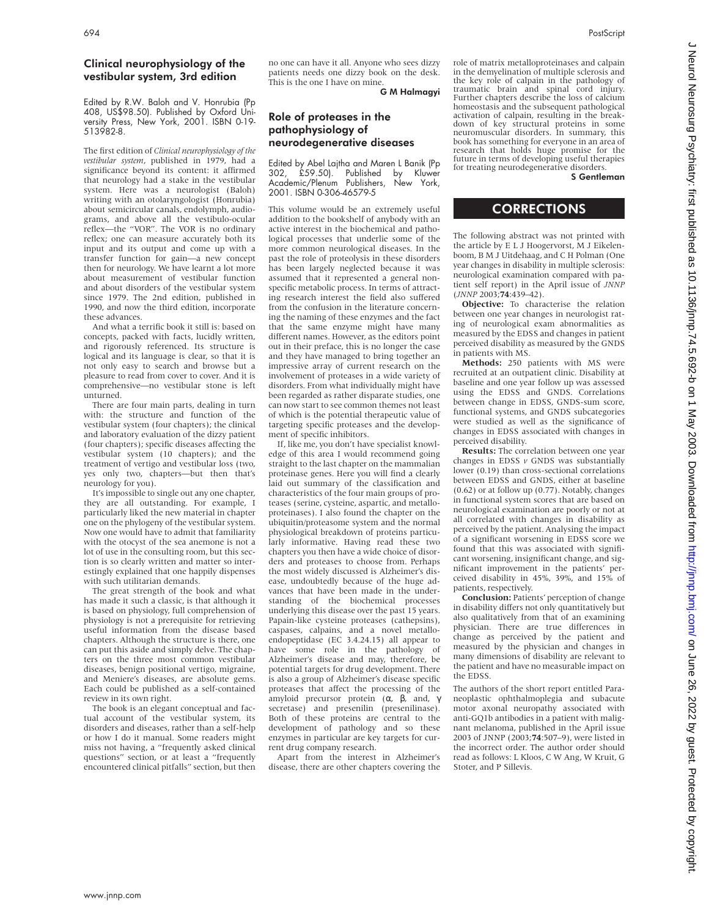## Clinical neurophysiology of the vestibular system, 3rd edition

Edited by R.W. Baloh and V. Honrubia (Pp 408, US$98.50). Published by Oxford University Press, New York, 2001. ISBN 0-19-513982-8.

The first edition of *Clinical neurophysiology of the vestibular system*, published in 1979, had a significance beyond its content: it affirmed that neurology had a stake in the vestibular system. Here was a neurologist (Baloh) writing with an otolaryngologist (Honrubia) about semicircular canals, endolymph, audiograms, and above all the vestibulo-ocular reflex—the "VOR". The VOR is no ordinary reflex; one can measure accurately both its input and its output and come up with a transfer function for gain—a new concept then for neurology. We have learnt a lot more about measurement of vestibular function and about disorders of the vestibular system since 1979. The 2nd edition, published in 1990, and now the third edition, incorporate these advances.

And what a terrific book it still is: based on concepts, packed with facts, lucidly written, and rigorously referenced. Its structure is logical and its language is clear, so that it is not only easy to search and browse but a pleasure to read from cover to cover. And it is comprehensive—no vestibular stone is left unturned.

There are four main parts, dealing in turn with: the structure and function of the vestibular system (four chapters); the clinical and laboratory evaluation of the dizzy patient (four chapters); specific diseases affecting the vestibular system (10 chapters); and the treatment of vertigo and vestibular loss (two, yes only two, chapters—but then that's neurology for you).

It's impossible to single out any one chapter, they are all outstanding. For example, I particularly liked the new material in chapter one on the phylogeny of the vestibular system. Now one would have to admit that familiarity with the otocyst of the sea anemone is not a lot of use in the consulting room, but this section is so clearly written and matter so interestingly explained that one happily dispenses with such utilitarian demands.

The great strength of the book and what has made it such a classic, is that although it is based on physiology, full comprehension of physiology is not a prerequisite for retrieving useful information from the disease based chapters. Although the structure is there, one can put this aside and simply delve. The chapters on the three most common vestibular diseases, benign positional vertigo, migraine, and Meniere's diseases, are absolute gems. Each could be published as a self-contained review in its own right.

The book is an elegant conceptual and factual account of the vestibular system, its disorders and diseases, rather than a self-help or how I do it manual. Some readers might miss not having, a "frequently asked clinical questions" section, or at least a "frequently encountered clinical pitfalls" section, but then no one can have it all. Anyone who sees dizzy patients needs one dizzy book on the desk. This is the one I have on mine.

**G M Halmagyi**

## Role of proteases in the pathophysiology of neurodegenerative diseases

Edited by Abel Lajtha and Maren L Banik (Pp 302, £59.50). Published by Kluwer Academic/Plenum Publishers, New York, 2001. ISBN 0-306-46579-5

This volume would be an extremely useful addition to the bookshelf of anybody with an active interest in the biochemical and pathological processes that underlie some of the more common neurological diseases. In the past the role of proteolysis in these disorders has been largely neglected because it was assumed that it represented a general nonspecific metabolic process. In terms of attracting research interest the field also suffered from the confusion in the literature concerning the naming of these enzymes and the fact that the same enzyme might have many different names. However, as the editors point out in their preface, this is no longer the case and they have managed to bring together an impressive array of current research on the involvement of proteases in a wide variety of disorders. From what individually might have been regarded as rather disparate studies, one can now start to see common themes not least of which is the potential therapeutic value of targeting specific proteases and the development of specific inhibitors.

If, like me, you don't have specialist knowledge of this area I would recommend going straight to the last chapter on the mammalian proteinase genes. Here you will find a clearly laid out summary of the classification and characteristics of the four main groups of proteases (serine, cysteine, aspartic, and metalloproteinases). I also found the chapter on the ubiquitin/proteasome system and the normal physiological breakdown of proteins particularly informative. Having read these two chapters you then have a wide choice of disorders and proteases to choose from. Perhaps the most widely discussed is Alzheimer's disease, undoubtedly because of the huge advances that have been made in the understanding of the biochemical processes underlying this disease over the past 15 years. Papain-like cysteine proteases (cathepsins), caspases, calpains, and a novel metalloendopeptidase (EC 3.4.24.15) all appear to have some role in the pathology of Alzheimer's disease and may, therefore, be potential targets for drug development. There is also a group of Alzheimer's disease specific proteases that affect the processing of the amyloid precursor protein (α, β, and, γ secretase) and presenilin (presenilinase). Both of these proteins are central to the development of pathology and so these enzymes in particular are key targets for current drug company research.

Apart from the interest in Alzheimer's disease, there are other chapters covering the role of matrix metalloproteinases and calpain in the demyelination of multiple sclerosis and the key role of calpain in the pathology of traumatic brain and spinal cord injury. Further chapters describe the loss of calcium homeostasis and the subsequent pathological activation of calpain, resulting in the breakdown of key structural proteins in some neuromuscular disorders. In summary, this book has something for everyone in an area of research that holds huge promise for the future in terms of developing useful therapies for treating neurodegenerative disorders.

**S Gentleman**

# CORRECTIONS

The following abstract was not printed with the article by E L J Hoogervorst, M J Eikelenboom, B M J Uitdehaag, and C H Polman (One year changes in disability in multiple sclerosis: neurological examination compared with patient self report) in the April issue of *JNNP* (*JNNP* 2003;**74**:439–42).

**Objective:** To characterise the relation between one year changes in neurologist rating of neurological exam abnormalities as measured by the EDSS and changes in patient perceived disability as measured by the GNDS in patients with MS.

**Methods:** 250 patients with MS were recruited at an outpatient clinic. Disability at baseline and one year follow up was assessed using the EDSS and GNDS. Correlations between change in EDSS, GNDS-sum score, functional systems, and GNDS subcategories were studied as well as the significance of changes in EDSS associated with changes in perceived disability.

**Results:** The correlation between one year changes in EDSS *v* GNDS was substantially lower (0.19) than cross-sectional correlations between EDSS and GNDS, either at baseline (0.62) or at follow up (0.77). Notably, changes in functional system scores that are based on neurological examination are poorly or not at all correlated with changes in disability as perceived by the patient. Analysing the impact of a significant worsening in EDSS score we found that this was associated with significant worsening, insignificant change, and significant improvement in the patients' perceived disability in 45%, 39%, and 15% of patients, respectively.

**Conclusion:** Patients' perception of change in disability differs not only quantitatively but also qualitatively from that of an examining physician. There are true differences in change as perceived by the patient and measured by the physician and changes in many dimensions of disability are relevant to the patient and have no measurable impact on the EDSS.

The authors of the short report entitled Paraneoplastic ophthalmoplegia and subacute motor axonal neuropathy associated with anti-GQ1b antibodies in a patient with malignant melanoma, published in the April issue 2003 of JNNP (2003;**74**:507–9), were listed in the incorrect order. The author order should read as follows: L Kloos, C W Ang, W Kruit, G Stoter, and P Sillevis.